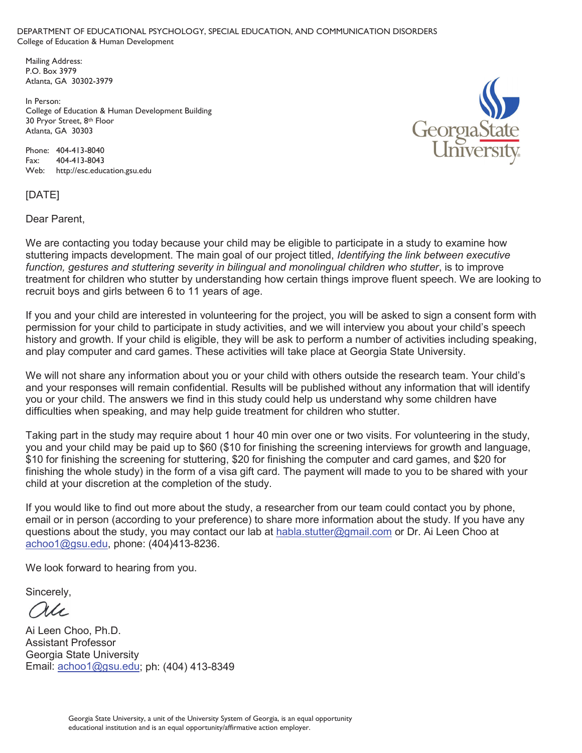DEPARTMENT OF EDUCATIONAL PSYCHOLOGY, SPECIAL EDUCATION, AND COMMUNICATION DISORDERS
College of Education & Human Development

Mailing Address:
P.O. Box 3979
Atlanta, GA 30302-3979

In Person:
College of Education & Human Development Building
30 Pryor Street, 8th Floor
Atlanta, GA 30303

Phone: 404-413-8040
Fax: 404-413-8043
Web: http://esc.education.gsu.edu

Georgia State University

[DATE]

Dear Parent,

We are contacting you today because your child may be eligible to participate in a study to examine how stuttering impacts development. The main goal of our project titled, *Identifying the link between executive function, gestures and stuttering severity in bilingual and monolingual children who stutter*, is to improve treatment for children who stutter by understanding how certain things improve fluent speech. We are looking to recruit boys and girls between 6 to 11 years of age.

If you and your child are interested in volunteering for the project, you will be asked to sign a consent form with permission for your child to participate in study activities, and we will interview you about your child's speech history and growth. If your child is eligible, they will be ask to perform a number of activities including speaking, and play computer and card games. These activities will take place at Georgia State University.

We will not share any information about you or your child with others outside the research team. Your child's and your responses will remain confidential. Results will be published without any information that will identify you or your child. The answers we find in this study could help us understand why some children have difficulties when speaking, and may help guide treatment for children who stutter.

Taking part in the study may require about 1 hour 40 min over one or two visits. For volunteering in the study, you and your child may be paid up to $60 ($10 for finishing the screening interviews for growth and language, $10 for finishing the screening for stuttering, $20 for finishing the computer and card games, and $20 for finishing the whole study) in the form of a visa gift card. The payment will made to you to be shared with your child at your discretion at the completion of the study.

If you would like to find out more about the study, a researcher from our team could contact you by phone, email or in person (according to your preference) to share more information about the study. If you have any questions about the study, you may contact our lab at habla.stutter@gmail.com or Dr. Ai Leen Choo at achoo1@gsu.edu, phone: (404)413-8236.

We look forward to hearing from you.

Sincerely,

Ai Leen Choo, Ph.D.
Assistant Professor
Georgia State University
Email: achoo1@gsu.edu; ph: (404) 413-8349

Georgia State University, a unit of the University System of Georgia, is an equal opportunity educational institution and is an equal opportunity/affirmative action employer.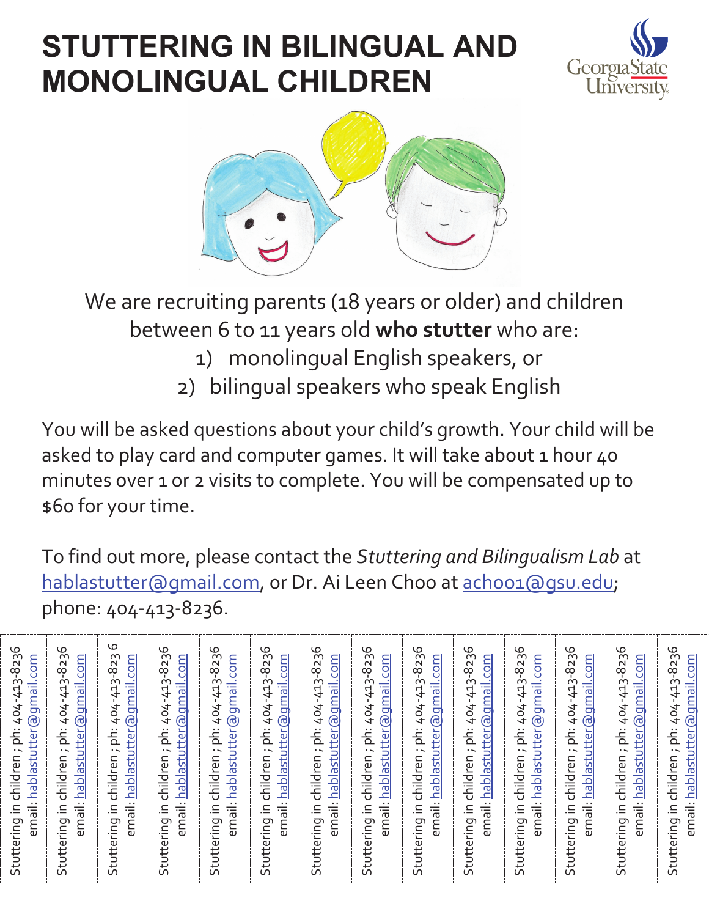# STUTTERING IN BILINGUAL AND MONOLINGUAL CHILDREN

Georgia State University

We are recruiting parents (18 years or older) and children between 6 to 11 years old **who stutter** who are:

1) monolingual English speakers, or
2) bilingual speakers who speak English

You will be asked questions about your child's growth. Your child will be asked to play card and computer games. It will take about 1 hour 40 minutes over 1 or 2 visits to complete. You will be compensated up to $60 for your time.

To find out more, please contact the *Stuttering and Bilingualism Lab* at hablastutter@gmail.com, or Dr. Ai Leen Choo at achoo1@gsu.edu; phone: 404-413-8236.

Stuttering in children ; ph: 404-413-8236
email: hablastutter@gmail.com

Stuttering in children ; ph: 404-413-8236
email: hablastutter@gmail.com

Stuttering in children ; ph: 404-413-823 6
email: hablastutter@gmail.com

Stuttering in children ; ph: 404-413-8236
email: hablastutter@gmail.com

Stuttering in children ; ph: 404-413-8236
email: hablastutter@gmail.com

Stuttering in children ; ph: 404-413-8236
email: hablastutter@gmail.com

Stuttering in children ; ph: 404-413-8236
email: hablastutter@gmail.com

Stuttering in children ; ph: 404-413-8236
email: hablastutter@gmail.com

Stuttering in children ; ph: 404-413-8236
email: hablastutter@gmail.com

Stuttering in children ; ph: 404-413-8236
email: hablastutter@gmail.com

Stuttering in children ; ph: 404-413-8236
email: hablastutter@gmail.com

Stuttering in children ; ph: 404-413-8236
email: hablastutter@gmail.com

Stuttering in children ; ph: 404-413-8236
email: hablastutter@gmail.com

Stuttering in children ; ph: 404-413-8236
email: hablastutter@gmail.com